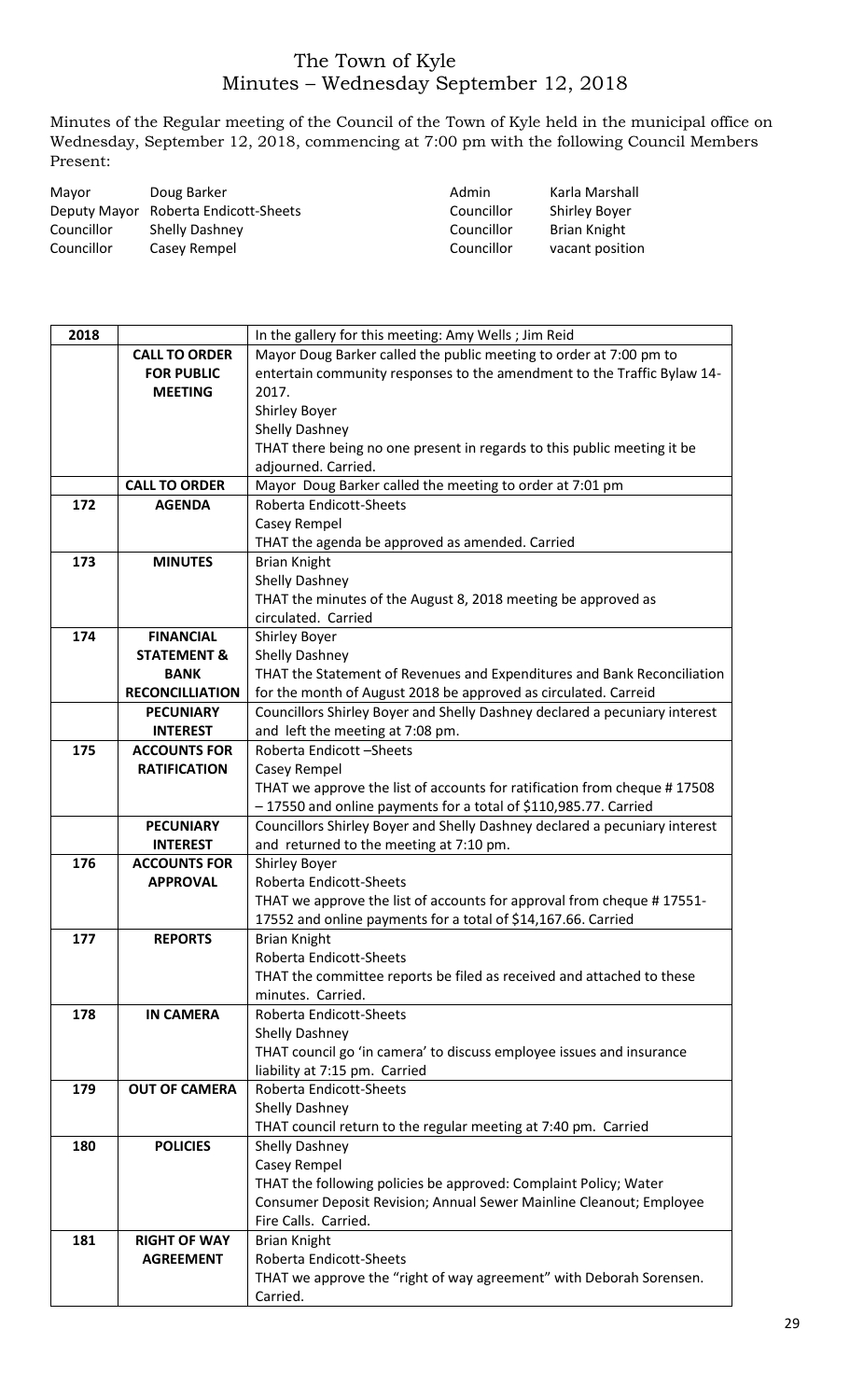# The Town of Kyle
## Minutes – Wednesday September 12, 2018

Minutes of the Regular meeting of the Council of the Town of Kyle held in the municipal office on Wednesday, September 12, 2018, commencing at 7:00 pm with the following Council Members Present:

| | | | |
|---|---|---|---|
| Mayor | Doug Barker | Admin | Karla Marshall |
| Deputy Mayor | Roberta Endicott-Sheets | Councillor | Shirley Boyer |
| Councillor | Shelly Dashney | Councillor | Brian Knight |
| Councillor | Casey Rempel | Councillor | vacant position |

| 2018 | | In the gallery for this meeting: Amy Wells ; Jim Reid |
|---|---|---|
| | **CALL TO ORDER FOR PUBLIC MEETING** | Mayor Doug Barker called the public meeting to order at 7:00 pm to entertain community responses to the amendment to the Traffic Bylaw 14-2017.<br>Shirley Boyer<br>Shelly Dashney<br>THAT there being no one present in regards to this public meeting it be adjourned. Carried. |
| | **CALL TO ORDER** | Mayor Doug Barker called the meeting to order at 7:01 pm |
| 172 | **AGENDA** | Roberta Endicott-Sheets<br>Casey Rempel<br>THAT the agenda be approved as amended. Carried |
| 173 | **MINUTES** | Brian Knight<br>Shelly Dashney<br>THAT the minutes of the August 8, 2018 meeting be approved as circulated. Carried |
| 174 | **FINANCIAL STATEMENT & BANK RECONCILLIATION** | Shirley Boyer<br>Shelly Dashney<br>THAT the Statement of Revenues and Expenditures and Bank Reconciliation for the month of August 2018 be approved as circulated. Carreid |
| | **PECUNIARY INTEREST** | Councillors Shirley Boyer and Shelly Dashney declared a pecuniary interest and left the meeting at 7:08 pm. |
| 175 | **ACCOUNTS FOR RATIFICATION** | Roberta Endicott –Sheets<br>Casey Rempel<br>THAT we approve the list of accounts for ratification from cheque # 17508 – 17550 and online payments for a total of $110,985.77. Carried |
| | **PECUNIARY INTEREST** | Councillors Shirley Boyer and Shelly Dashney declared a pecuniary interest and returned to the meeting at 7:10 pm. |
| 176 | **ACCOUNTS FOR APPROVAL** | Shirley Boyer<br>Roberta Endicott-Sheets<br>THAT we approve the list of accounts for approval from cheque # 17551-17552 and online payments for a total of $14,167.66. Carried |
| 177 | **REPORTS** | Brian Knight<br>Roberta Endicott-Sheets<br>THAT the committee reports be filed as received and attached to these minutes. Carried. |
| 178 | **IN CAMERA** | Roberta Endicott-Sheets<br>Shelly Dashney<br>THAT council go 'in camera' to discuss employee issues and insurance liability at 7:15 pm. Carried |
| 179 | **OUT OF CAMERA** | Roberta Endicott-Sheets<br>Shelly Dashney<br>THAT council return to the regular meeting at 7:40 pm. Carried |
| 180 | **POLICIES** | Shelly Dashney<br>Casey Rempel<br>THAT the following policies be approved: Complaint Policy; Water Consumer Deposit Revision; Annual Sewer Mainline Cleanout; Employee Fire Calls. Carried. |
| 181 | **RIGHT OF WAY AGREEMENT** | Brian Knight<br>Roberta Endicott-Sheets<br>THAT we approve the "right of way agreement" with Deborah Sorensen. Carried. |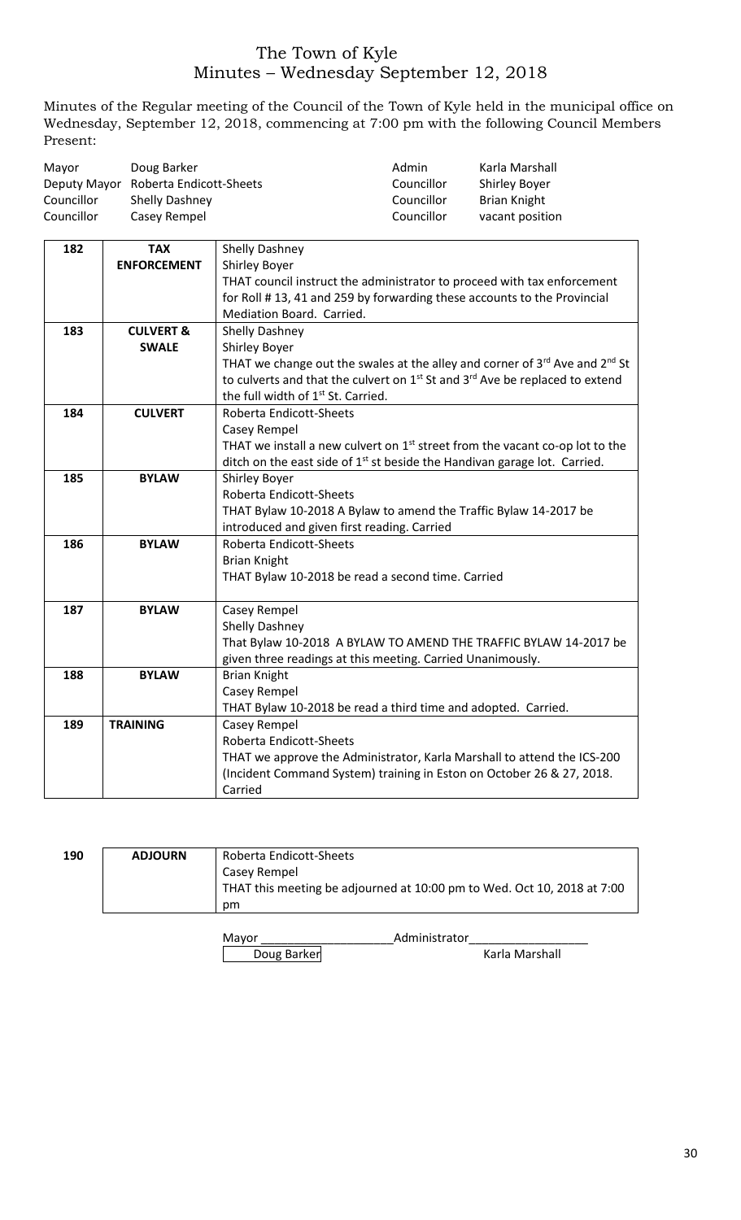# The Town of Kyle
## Minutes – Wednesday September 12, 2018

Minutes of the Regular meeting of the Council of the Town of Kyle held in the municipal office on Wednesday, September 12, 2018, commencing at 7:00 pm with the following Council Members Present:

| | | | |
|---|---|---|---|
| Mayor | Doug Barker | Admin | Karla Marshall |
| Deputy Mayor | Roberta Endicott-Sheets | Councillor | Shirley Boyer |
| Councillor | Shelly Dashney | Councillor | Brian Knight |
| Councillor | Casey Rempel | Councillor | vacant position |

| | | |
|---|---|---|
| 182 | **TAX ENFORCEMENT** | Shelly Dashney<br>Shirley Boyer<br>THAT council instruct the administrator to proceed with tax enforcement for Roll # 13, 41 and 259 by forwarding these accounts to the Provincial Mediation Board. Carried. |
| 183 | **CULVERT & SWALE** | Shelly Dashney<br>Shirley Boyer<br>THAT we change out the swales at the alley and corner of 3rd Ave and 2nd St to culverts and that the culvert on 1st St and 3rd Ave be replaced to extend the full width of 1st St. Carried. |
| 184 | **CULVERT** | Roberta Endicott-Sheets<br>Casey Rempel<br>THAT we install a new culvert on 1st street from the vacant co-op lot to the ditch on the east side of 1st st beside the Handivan garage lot. Carried. |
| 185 | **BYLAW** | Shirley Boyer<br>Roberta Endicott-Sheets<br>THAT Bylaw 10-2018 A Bylaw to amend the Traffic Bylaw 14-2017 be introduced and given first reading. Carried |
| 186 | **BYLAW** | Roberta Endicott-Sheets<br>Brian Knight<br>THAT Bylaw 10-2018 be read a second time. Carried |
| 187 | **BYLAW** | Casey Rempel<br>Shelly Dashney<br>That Bylaw 10-2018 A BYLAW TO AMEND THE TRAFFIC BYLAW 14-2017 be given three readings at this meeting. Carried Unanimously. |
| 188 | **BYLAW** | Brian Knight<br>Casey Rempel<br>THAT Bylaw 10-2018 be read a third time and adopted. Carried. |
| 189 | **TRAINING** | Casey Rempel<br>Roberta Endicott-Sheets<br>THAT we approve the Administrator, Karla Marshall to attend the ICS-200 (Incident Command System) training in Eston on October 26 & 27, 2018. Carried |

| | | |
|---|---|---|
| 190 | **ADJOURN** | Roberta Endicott-Sheets<br>Casey Rempel<br>THAT this meeting be adjourned at 10:00 pm to Wed. Oct 10, 2018 at 7:00 pm |

Mayor ____________________ Administrator __________________

Doug Barker Karla Marshall